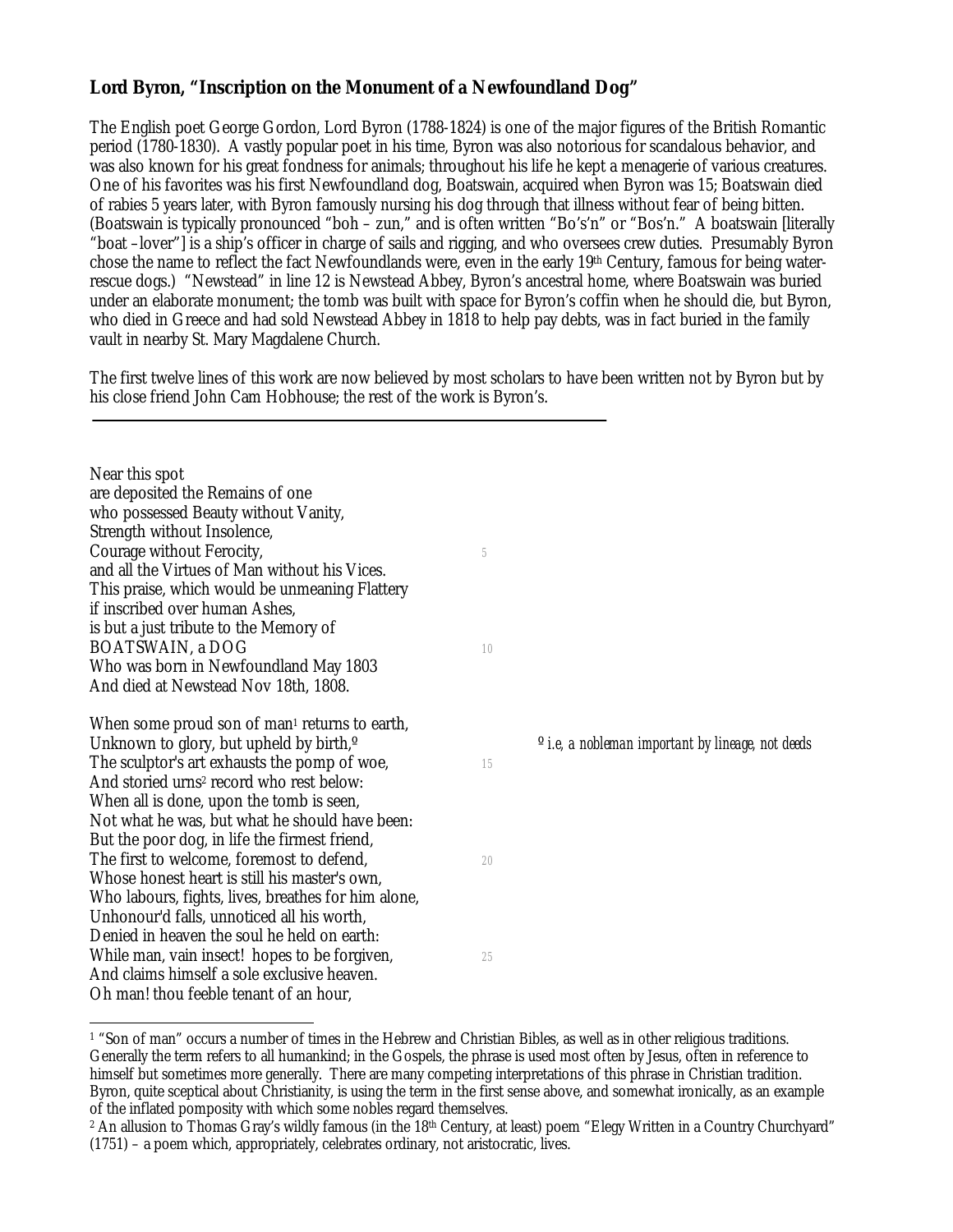## Lord Byron, "Inscription on the Monument of a Newfoundland Dog"

The English poet George Gordon, Lord Byron (1788-1824) is one of the major figures of the British Romantic period (1780-1830). A vastly popular poet in his time, Byron was also notorious for scandalous behavior, and was also known for his great fondness for animals; throughout his life he kept a menagerie of various creatures. One of his favorites was his first Newfoundland dog, Boatswain, acquired when Byron was 15; Boatswain died of rabies 5 years later, with Byron famously nursing his dog through that illness without fear of being bitten. (Boatswain is typically pronounced "boh – zun," and is often written "Bo's'n" or "Bos'n." A boatswain [literally "boat –lover"] is a ship's officer in charge of sails and rigging, and who oversees crew duties. Presumably Byron chose the name to reflect the fact Newfoundlands were, even in the early 19th Century, famous for being water-rescue dogs.) "Newstead" in line 12 is Newstead Abbey, Byron's ancestral home, where Boatswain was buried under an elaborate monument; the tomb was built with space for Byron's coffin when he should die, but Byron, who died in Greece and had sold Newstead Abbey in 1818 to help pay debts, was in fact buried in the family vault in nearby St. Mary Magdalene Church.

The first twelve lines of this work are now believed by most scholars to have been written not by Byron but by his close friend John Cam Hobhouse; the rest of the work is Byron's.

---

Near this spot  
are deposited the Remains of one  
who possessed Beauty without Vanity,  
Strength without Insolence,  
Courage without Ferocity, 5  
and all the Virtues of Man without his Vices.  
This praise, which would be unmeaning Flattery  
if inscribed over human Ashes,  
is but a just tribute to the Memory of  
BOATSWAIN, a DOG 10  
Who was born in Newfoundland May 1803  
And died at Newstead Nov 18th, 1808.

When some proud son of man[1] returns to earth,  
Unknown to glory, but upheld by birth,º  
The sculptor's art exhausts the pomp of woe, 15  
And storied urns[2] record who rest below:  
When all is done, upon the tomb is seen,  
Not what he was, but what he should have been:  
But the poor dog, in life the firmest friend,  
The first to welcome, foremost to defend, 20  
Whose honest heart is still his master's own,  
Who labours, fights, lives, breathes for him alone,  
Unhonour'd falls, unnoticed all his worth,  
Denied in heaven the soul he held on earth:  
While man, vain insect! hopes to be forgiven, 25  
And claims himself a sole exclusive heaven.  
Oh man! thou feeble tenant of an hour,

º *i.e, a nobleman important by lineage, not deeds*

---

[1] "Son of man" occurs a number of times in the Hebrew and Christian Bibles, as well as in other religious traditions. Generally the term refers to all humankind; in the Gospels, the phrase is used most often by Jesus, often in reference to himself but sometimes more generally. There are many competing interpretations of this phrase in Christian tradition. Byron, quite sceptical about Christianity, is using the term in the first sense above, and somewhat ironically, as an example of the inflated pomposity with which some nobles regard themselves.

[2] An allusion to Thomas Gray's wildly famous (in the 18th Century, at least) poem "Elegy Written in a Country Churchyard" (1751) – a poem which, appropriately, celebrates ordinary, not aristocratic, lives.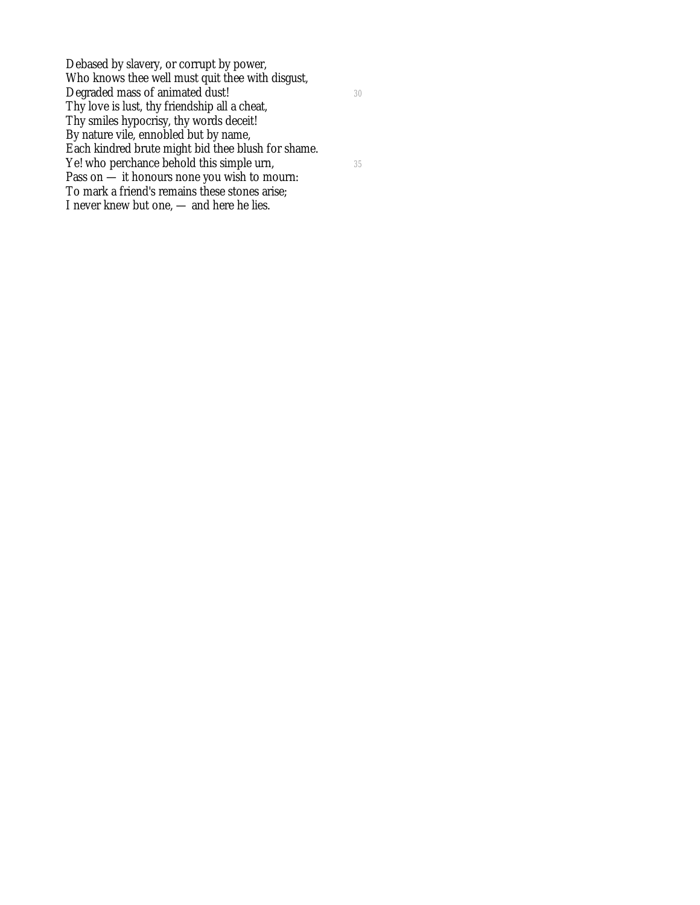Debased by slavery, or corrupt by power,  
Who knows thee well must quit thee with disgust,  
Degraded mass of animated dust!  
Thy love is lust, thy friendship all a cheat,  
Thy smiles hypocrisy, thy words deceit!  
By nature vile, ennobled but by name,  
Each kindred brute might bid thee blush for shame.  
Ye! who perchance behold this simple urn,  
Pass on — it honours none you wish to mourn:  
To mark a friend's remains these stones arise;  
I never knew but one, — and here he lies.